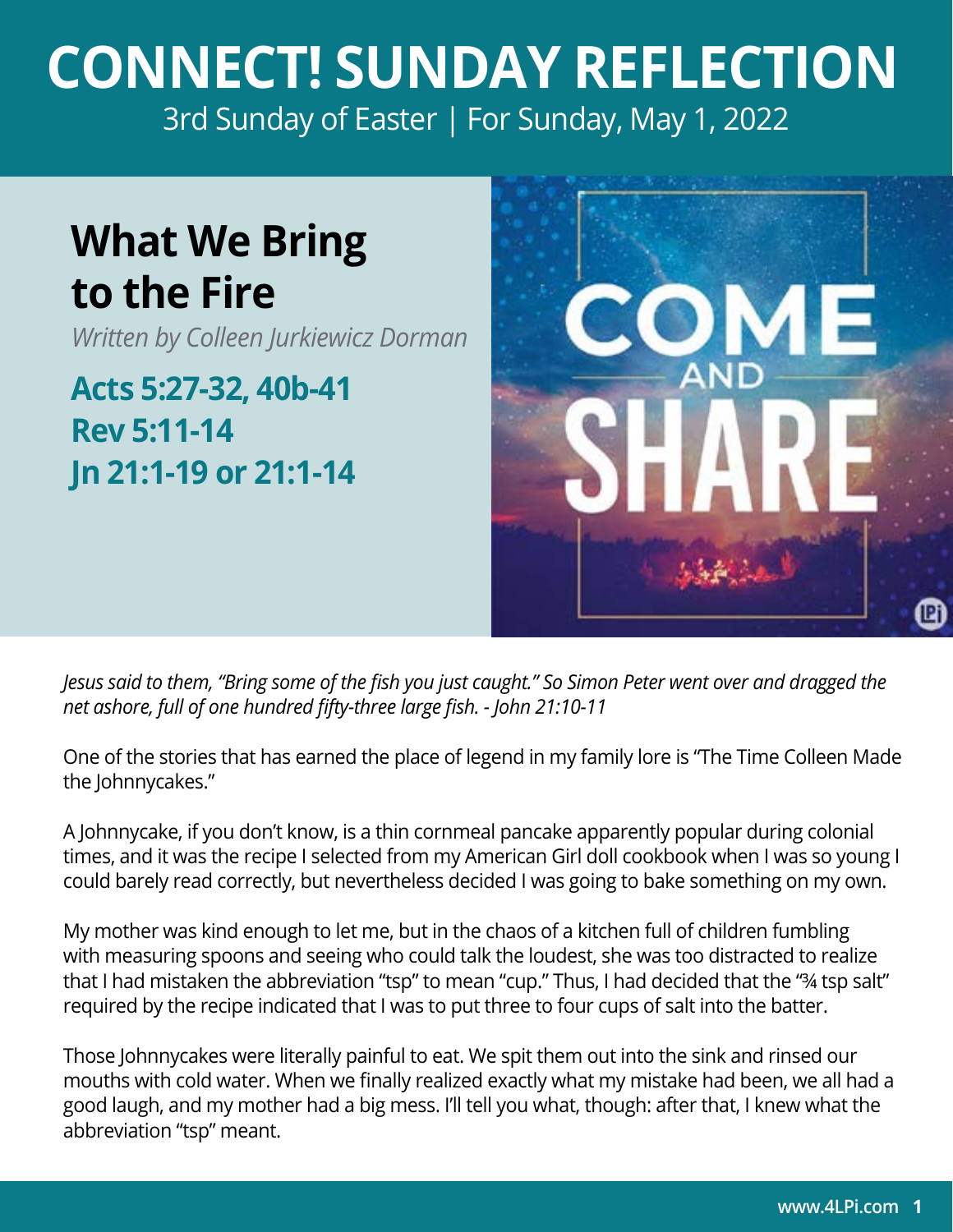# CONNECT! SUNDAY REFLECTION

3rd Sunday of Easter | For Sunday, May 1, 2022

## What We Bring to the Fire

*Written by Colleen Jurkiewicz Dorman*

**Acts 5:27-32, 40b-41**
**Rev 5:11-14**
**Jn 21:1-19 or 21:1-14**

*Jesus said to them, "Bring some of the fish you just caught." So Simon Peter went over and dragged the net ashore, full of one hundred fifty-three large fish. - John 21:10-11*

One of the stories that has earned the place of legend in my family lore is "The Time Colleen Made the Johnnycakes."

A Johnnycake, if you don't know, is a thin cornmeal pancake apparently popular during colonial times, and it was the recipe I selected from my American Girl doll cookbook when I was so young I could barely read correctly, but nevertheless decided I was going to bake something on my own.

My mother was kind enough to let me, but in the chaos of a kitchen full of children fumbling with measuring spoons and seeing who could talk the loudest, she was too distracted to realize that I had mistaken the abbreviation "tsp" to mean "cup." Thus, I had decided that the "¾ tsp salt" required by the recipe indicated that I was to put three to four cups of salt into the batter.

Those Johnnycakes were literally painful to eat. We spit them out into the sink and rinsed our mouths with cold water. When we finally realized exactly what my mistake had been, we all had a good laugh, and my mother had a big mess. I'll tell you what, though: after that, I knew what the abbreviation "tsp" meant.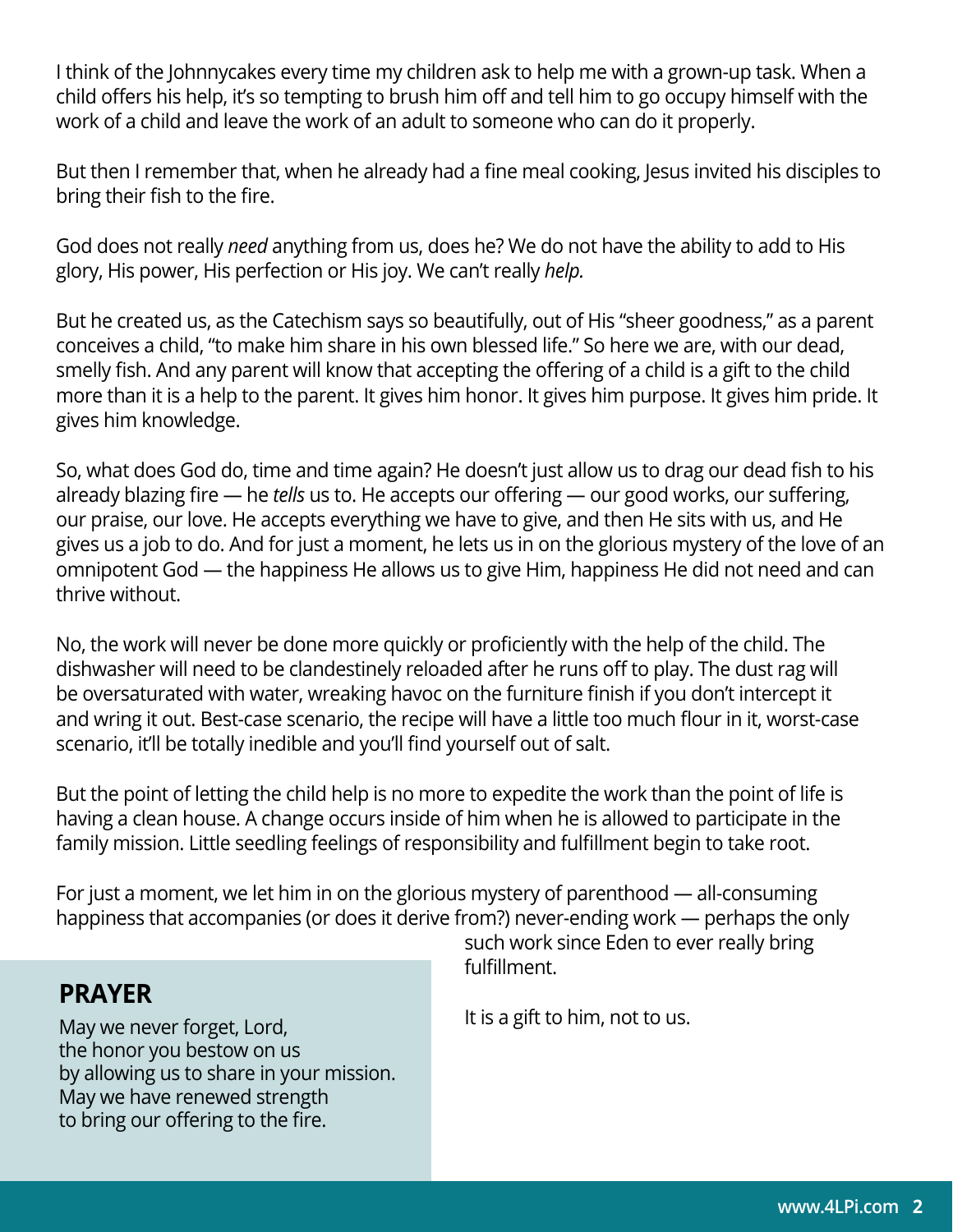I think of the Johnnycakes every time my children ask to help me with a grown-up task. When a child offers his help, it's so tempting to brush him off and tell him to go occupy himself with the work of a child and leave the work of an adult to someone who can do it properly.

But then I remember that, when he already had a fine meal cooking, Jesus invited his disciples to bring their fish to the fire.

God does not really *need* anything from us, does he? We do not have the ability to add to His glory, His power, His perfection or His joy. We can't really *help.*

But he created us, as the Catechism says so beautifully, out of His "sheer goodness," as a parent conceives a child, "to make him share in his own blessed life." So here we are, with our dead, smelly fish. And any parent will know that accepting the offering of a child is a gift to the child more than it is a help to the parent. It gives him honor. It gives him purpose. It gives him pride. It gives him knowledge.

So, what does God do, time and time again? He doesn't just allow us to drag our dead fish to his already blazing fire — he *tells* us to. He accepts our offering — our good works, our suffering, our praise, our love. He accepts everything we have to give, and then He sits with us, and He gives us a job to do. And for just a moment, he lets us in on the glorious mystery of the love of an omnipotent God — the happiness He allows us to give Him, happiness He did not need and can thrive without.

No, the work will never be done more quickly or proficiently with the help of the child. The dishwasher will need to be clandestinely reloaded after he runs off to play. The dust rag will be oversaturated with water, wreaking havoc on the furniture finish if you don't intercept it and wring it out. Best-case scenario, the recipe will have a little too much flour in it, worst-case scenario, it'll be totally inedible and you'll find yourself out of salt.

But the point of letting the child help is no more to expedite the work than the point of life is having a clean house. A change occurs inside of him when he is allowed to participate in the family mission. Little seedling feelings of responsibility and fulfillment begin to take root.

For just a moment, we let him in on the glorious mystery of parenthood — all-consuming happiness that accompanies (or does it derive from?) never-ending work — perhaps the only such work since Eden to ever really bring fulfillment.

It is a gift to him, not to us.

## PRAYER

May we never forget, Lord,
the honor you bestow on us
by allowing us to share in your mission.
May we have renewed strength
to bring our offering to the fire.